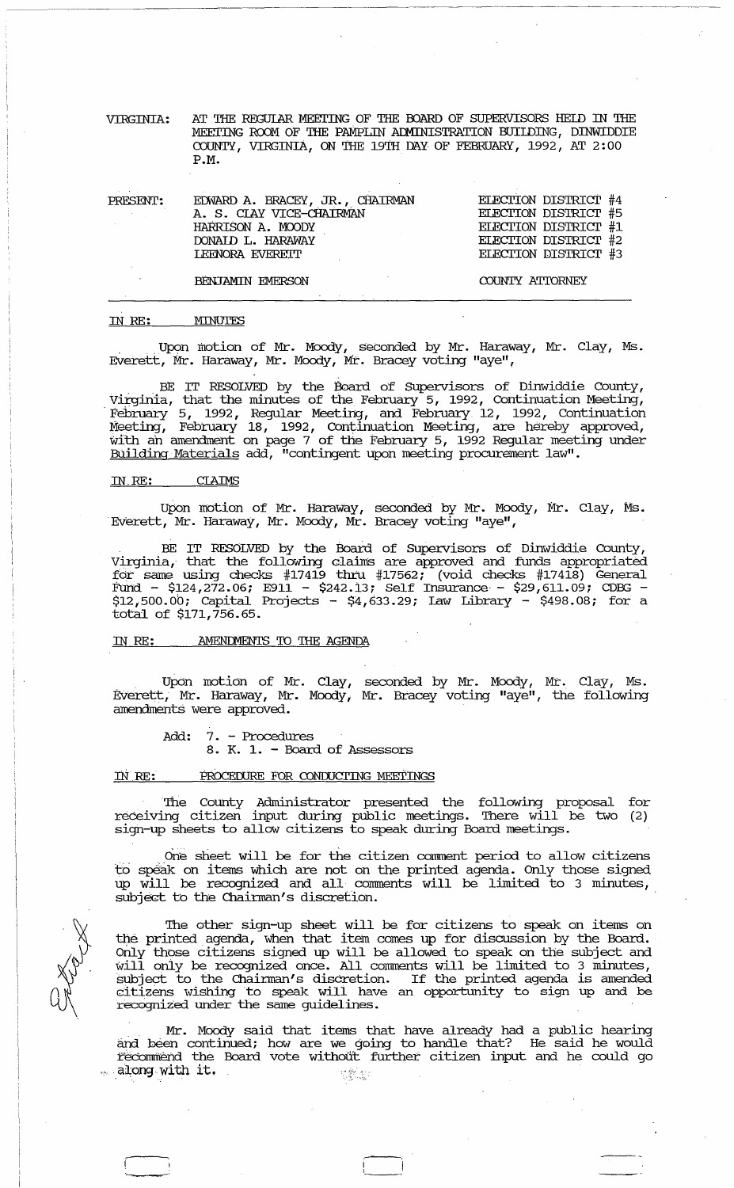VIRGINIA: AT THE REGULAR MEETING OF THE BOARD OF SUPERVISORS HELD IN THE MEETING ROOM OF THE PAMPLIN ADMINISTRATION BUILDING, DINWIDDIE COUNTY, VIRGINIA, ON THE 19TH DAY OF FEBRUARY, 1992, AT 2:00 P.M.

| PRESENT: | | |
|---|---|---|
| | EDWARD A. BRACEY, JR., CHAIRMAN | ELECTION DISTRICT #4 |
| | A. S. CLAY VICE-CHAIRMAN | ELECTION DISTRICT #5 |
| | HARRISON A. MOODY | ELECTION DISTRICT #1 |
| | DONALD L. HARAWAY | ELECTION DISTRICT #2 |
| | LEENORA EVERETT | ELECTION DISTRICT #3 |
| | BENJAMIN EMERSON | COUNTY ATTORNEY |

IN RE: MINUTES

Upon motion of Mr. Moody, seconded by Mr. Haraway, Mr. Clay, Ms. Everett, Mr. Haraway, Mr. Moody, Mr. Bracey voting "aye",

BE IT RESOLVED by the Board of Supervisors of Dinwiddie County, Virginia, that the minutes of the February 5, 1992, Continuation Meeting, February 5, 1992, Regular Meeting, and February 12, 1992, Continuation Meeting, February 18, 1992, Continuation Meeting, are hereby approved, with an amendment on page 7 of the February 5, 1992 Regular meeting under Building Materials add, "contingent upon meeting procurement law".

IN RE: CLAIMS

Upon motion of Mr. Haraway, seconded by Mr. Moody, Mr. Clay, Ms. Everett, Mr. Haraway, Mr. Moody, Mr. Bracey voting "aye",

BE IT RESOLVED by the Board of Supervisors of Dinwiddie County, Virginia, that the following claims are approved and funds appropriated for same using checks #17419 thru #17562; (void checks #17418) General Fund - $124,272.06; E911 - $242.13; Self Insurance - $29,611.09; CDBG - $12,500.00; Capital Projects - $4,633.29; Law Library - $498.08; for a total of $171,756.65.

IN RE: AMENDMENTS TO THE AGENDA

Upon motion of Mr. Clay, seconded by Mr. Moody, Mr. Clay, Ms. Everett, Mr. Haraway, Mr. Moody, Mr. Bracey voting "aye", the following amendments were approved.

Add: 7. - Procedures
8. K. 1. - Board of Assessors

IN RE: PROCEDURE FOR CONDUCTING MEETINGS

The County Administrator presented the following proposal for receiving citizen input during public meetings. There will be two (2) sign-up sheets to allow citizens to speak during Board meetings.

One sheet will be for the citizen comment period to allow citizens to speak on items which are not on the printed agenda. Only those signed up will be recognized and all comments will be limited to 3 minutes, subject to the Chairman's discretion.

The other sign-up sheet will be for citizens to speak on items on the printed agenda, when that item comes up for discussion by the Board. Only those citizens signed up will be allowed to speak on the subject and will only be recognized once. All comments will be limited to 3 minutes, subject to the Chairman's discretion. If the printed agenda is amended citizens wishing to speak will have an opportunity to sign up and be recognized under the same guidelines.

Mr. Moody said that items that have already had a public hearing and been continued; how are we going to handle that? He said he would recommend the Board vote without further citizen input and he could go along with it.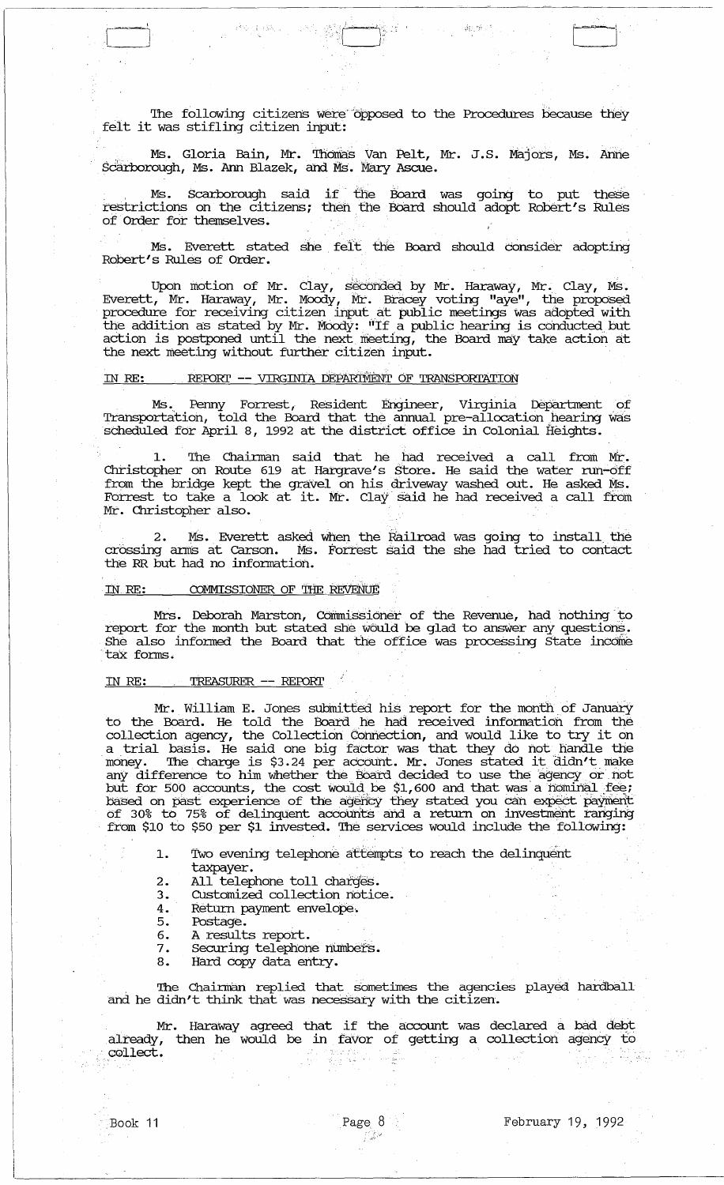The following citizens were opposed to the Procedures because they felt it was stifling citizen input:

Ms. Gloria Bain, Mr. Thomas Van Pelt, Mr. J.S. Majors, Ms. Anne Scarborough, Ms. Ann Blazek, and Ms. Mary Ascue.

Ms. Scarborough said if the Board was going to put these restrictions on the citizens; then the Board should adopt Robert's Rules of Order for themselves.

Ms. Everett stated she felt the Board should consider adopting Robert's Rules of Order.

Upon motion of Mr. Clay, seconded by Mr. Haraway, Mr. Clay, Ms. Everett, Mr. Haraway, Mr. Moody, Mr. Bracey voting "aye", the proposed procedure for receiving citizen input at public meetings was adopted with the addition as stated by Mr. Moody: "If a public hearing is conducted but action is postponed until the next meeting, the Board may take action at the next meeting without further citizen input.

IN RE: REPORT -- VIRGINIA DEPARTMENT OF TRANSPORTATION

Ms. Penny Forrest, Resident Engineer, Virginia Department of Transportation, told the Board that the annual pre-allocation hearing was scheduled for April 8, 1992 at the district office in Colonial Heights.

1. The Chairman said that he had received a call from Mr. Christopher on Route 619 at Hargrave's Store. He said the water run-off from the bridge kept the gravel on his driveway washed out. He asked Ms. Forrest to take a look at it. Mr. Clay said he had received a call from Mr. Christopher also.

2. Ms. Everett asked when the Railroad was going to install the crossing arms at Carson. Ms. Forrest said the she had tried to contact the RR but had no information.

IN RE: COMMISSIONER OF THE REVENUE

Mrs. Deborah Marston, Commissioner of the Revenue, had nothing to report for the month but stated she would be glad to answer any questions. She also informed the Board that the office was processing State income tax forms.

IN RE: TREASURER -- REPORT

Mr. William E. Jones submitted his report for the month of January to the Board. He told the Board he had received information from the collection agency, the Collection Connection, and would like to try it on a trial basis. He said one big factor was that they do not handle the money. The charge is $3.24 per account. Mr. Jones stated it didn't make any difference to him whether the Board decided to use the agency or not but for 500 accounts, the cost would be $1,600 and that was a nominal fee; based on past experience of the agency they stated you can expect payment of 30% to 75% of delinquent accounts and a return on investment ranging from $10 to $50 per $1 invested. The services would include the following:

1. Two evening telephone attempts to reach the delinquent taxpayer.
2. All telephone toll charges.
3. Customized collection notice.
4. Return payment envelope.
5. Postage.
6. A results report.
7. Securing telephone numbers.
8. Hard copy data entry.

The Chairman replied that sometimes the agencies played hardball and he didn't think that was necessary with the citizen.

Mr. Haraway agreed that if the account was declared a bad debt already, then he would be in favor of getting a collection agency to collect.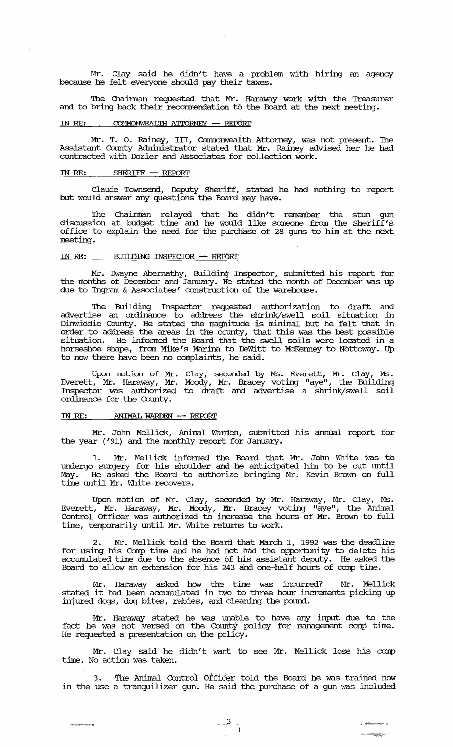Mr. Clay said he didn't have a problem with hiring an agency because he felt everyone should pay their taxes.

The Chairman requested that Mr. Haraway work with the Treasurer and to bring back their recommendation to the Board at the next meeting.

IN RE: COMMONWEALTH ATTORNEY -- REPORT

Mr. T. O. Rainey, III, Commonwealth Attorney, was not present. The Assistant County Administrator stated that Mr. Rainey advised her he had contracted with Dozier and Associates for collection work.

IN RE: SHERIFF -- REPORT

Claude Townsend, Deputy Sheriff, stated he had nothing to report but would answer any questions the Board may have.

The Chairman relayed that he didn't remember the stun gun discussion at budget time and he would like someone from the Sheriff's office to explain the need for the purchase of 28 guns to him at the next meeting.

IN RE: BUILDING INSPECTOR -- REPORT

Mr. Dwayne Abernathy, Building Inspector, submitted his report for the months of December and January. He stated the month of December was up due to Ingram & Associates' construction of the warehouse.

The Building Inspector requested authorization to draft and advertise an ordinance to address the shrink/swell soil situation in Dinwiddie County. He stated the magnitude is minimal but he felt that in order to address the areas in the county, that this was the best possible situation. He informed the Board that the swell soils were located in a horseshoe shape, from Mike's Marina to DeWitt to McKenney to Nottoway. Up to now there have been no complaints, he said.

Upon motion of Mr. Clay, seconded by Ms. Everett, Mr. Clay, Ms. Everett, Mr. Haraway, Mr. Moody, Mr. Bracey voting "aye", the Building Inspector was authorized to draft and advertise a shrink/swell soil ordinance for the County.

IN RE: ANIMAL WARDEN -- REPORT

Mr. John Mellick, Animal Warden, submitted his annual report for the year ('91) and the monthly report for January.

1. Mr. Mellick informed the Board that Mr. John White was to undergo surgery for his shoulder and he anticipated him to be out until May. He asked the Board to authorize bringing Mr. Kevin Brown on full time until Mr. White recovers.

Upon motion of Mr. Clay, seconded by Mr. Haraway, Mr. Clay, Ms. Everett, Mr. Haraway, Mr. Moody, Mr. Bracey voting "aye", the Animal Control Officer was authorized to increase the hours of Mr. Brown to full time, temporarily until Mr. White returns to work.

2. Mr. Mellick told the Board that March 1, 1992 was the deadline for using his Comp time and he had not had the opportunity to delete his accumulated time due to the absence of his assistant deputy. He asked the Board to allow an extension for his 243 and one-half hours of comp time.

Mr. Haraway asked how the time was incurred? Mr. Mellick stated it had been accumulated in two to three hour increments picking up injured dogs, dog bites, rabies, and cleaning the pound.

Mr. Haraway stated he was unable to have any input due to the fact he was not versed on the County policy for management comp time. He requested a presentation on the policy.

Mr. Clay said he didn't want to see Mr. Mellick lose his comp time. No action was taken.

3. The Animal Control Officer told the Board he was trained now in the use a tranquilizer gun. He said the purchase of a gun was included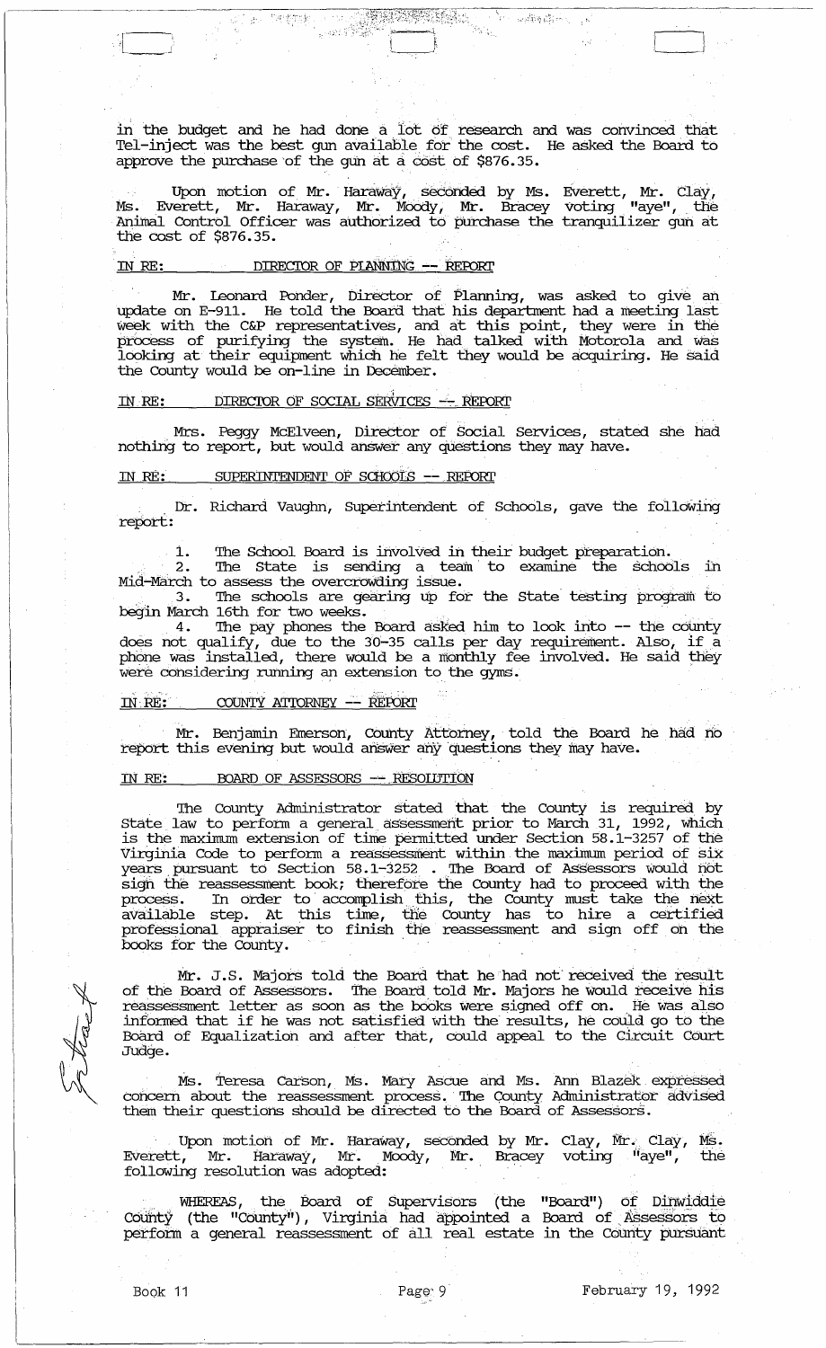in the budget and he had done a lot of research and was convinced that Tel-inject was the best gun available for the cost. He asked the Board to approve the purchase of the gun at a cost of $876.35.

Upon motion of Mr. Haraway, seconded by Ms. Everett, Mr. Clay, Ms. Everett, Mr. Haraway, Mr. Moody, Mr. Bracey voting "aye", the Animal Control Officer was authorized to purchase the tranquilizer gun at the cost of $876.35.

IN RE: DIRECTOR OF PLANNING -- REPORT

Mr. Leonard Ponder, Director of Planning, was asked to give an update on E-911. He told the Board that his department had a meeting last week with the C&P representatives, and at this point, they were in the process of purifying the system. He had talked with Motorola and was looking at their equipment which he felt they would be acquiring. He said the County would be on-line in December.

IN RE: DIRECTOR OF SOCIAL SERVICES -- REPORT

Mrs. Peggy McElveen, Director of Social Services, stated she had nothing to report, but would answer any questions they may have.

IN RE: SUPERINTENDENT OF SCHOOLS -- REPORT

Dr. Richard Vaughn, Superintendent of Schools, gave the following report:

1. The School Board is involved in their budget preparation.
2. The State is sending a team to examine the schools in Mid-March to assess the overcrowding issue.
3. The schools are gearing up for the State testing program to begin March 16th for two weeks.
4. The pay phones the Board asked him to look into -- the county does not qualify, due to the 30-35 calls per day requirement. Also, if a phone was installed, there would be a monthly fee involved. He said they were considering running an extension to the gyms.

IN RE: COUNTY ATTORNEY -- REPORT

Mr. Benjamin Emerson, County Attorney, told the Board he had no report this evening but would answer any questions they may have.

IN RE: BOARD OF ASSESSORS -- RESOLUTION

The County Administrator stated that the County is required by State law to perform a general assessment prior to March 31, 1992, which is the maximum extension of time permitted under Section 58.1-3257 of the Virginia Code to perform a reassessment within the maximum period of six years pursuant to Section 58.1-3252 . The Board of Assessors would not sign the reassessment book; therefore the County had to proceed with the process. In order to accomplish this, the County must take the next available step. At this time, the County has to hire a certified professional appraiser to finish the reassessment and sign off on the books for the County.

Mr. J.S. Majors told the Board that he had not received the result of the Board of Assessors. The Board told Mr. Majors he would receive his reassessment letter as soon as the books were signed off on. He was also informed that if he was not satisfied with the results, he could go to the Board of Equalization and after that, could appeal to the Circuit Court Judge.

Ms. Teresa Carson, Ms. Mary Ascue and Ms. Ann Blazek expressed concern about the reassessment process. The County Administrator advised them their questions should be directed to the Board of Assessors.

Upon motion of Mr. Haraway, seconded by Mr. Clay, Mr. Clay, Ms. Everett, Mr. Haraway, Mr. Moody, Mr. Bracey voting "aye", the following resolution was adopted:

WHEREAS, the Board of Supervisors (the "Board") of Dinwiddie County (the "County"), Virginia had appointed a Board of Assessors to perform a general reassessment of all real estate in the County pursuant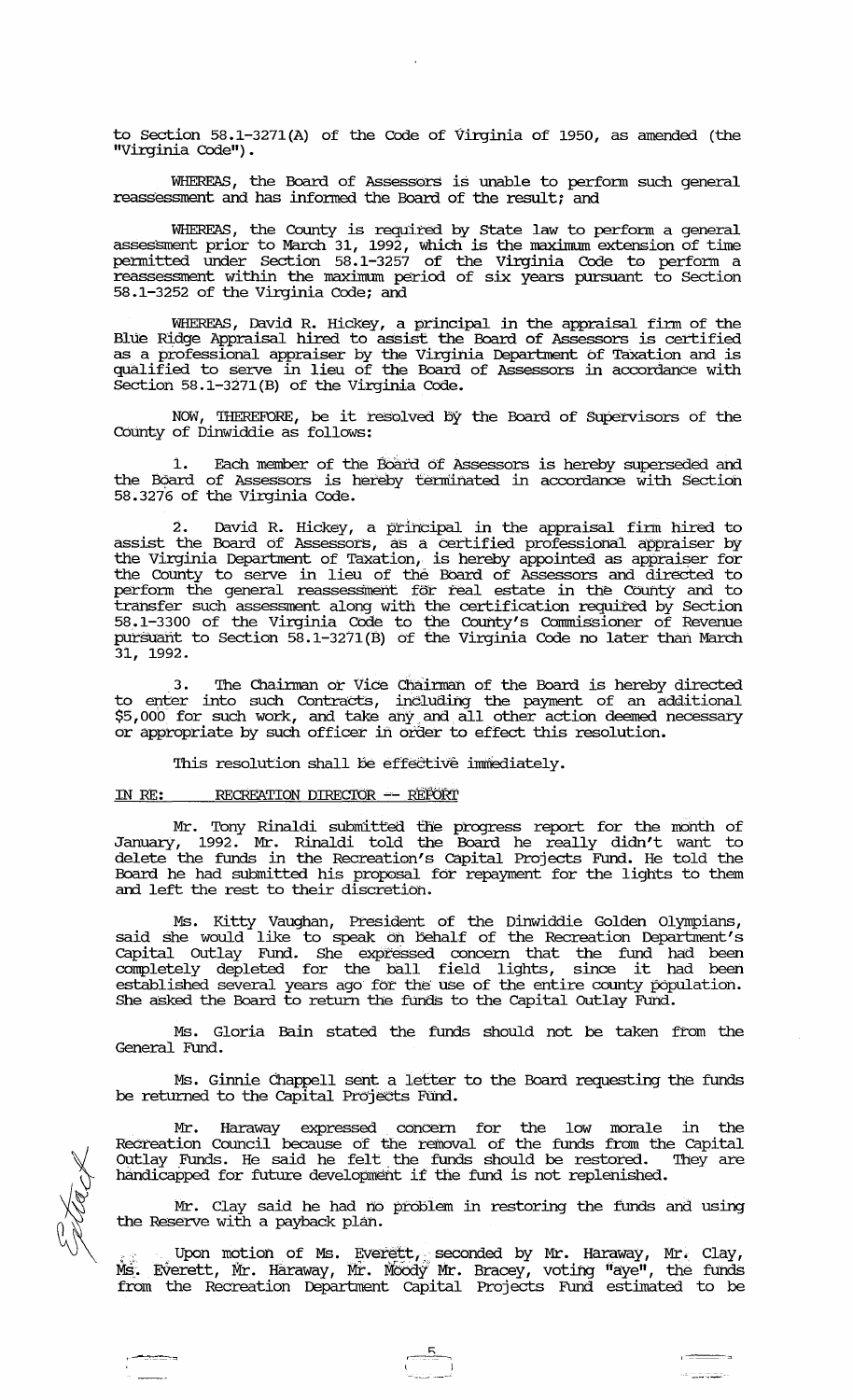to Section 58.1-3271(A) of the Code of Virginia of 1950, as amended (the "Virginia Code").

WHEREAS, the Board of Assessors is unable to perform such general reassessment and has informed the Board of the result; and

WHEREAS, the County is required by State law to perform a general assessment prior to March 31, 1992, which is the maximum extension of time permitted under Section 58.1-3257 of the Virginia Code to perform a reassessment within the maximum period of six years pursuant to Section 58.1-3252 of the Virginia Code; and

WHEREAS, David R. Hickey, a principal in the appraisal firm of the Blue Ridge Appraisal hired to assist the Board of Assessors is certified as a professional appraiser by the Virginia Department of Taxation and is qualified to serve in lieu of the Board of Assessors in accordance with Section 58.1-3271(B) of the Virginia Code.

NOW, THEREFORE, be it resolved by the Board of Supervisors of the County of Dinwiddie as follows:

1. Each member of the Board of Assessors is hereby superseded and the Board of Assessors is hereby terminated in accordance with Section 58.3276 of the Virginia Code.

2. David R. Hickey, a principal in the appraisal firm hired to assist the Board of Assessors, as a certified professional appraiser by the Virginia Department of Taxation, is hereby appointed as appraiser for the County to serve in lieu of the Board of Assessors and directed to perform the general reassessment for real estate in the County and to transfer such assessment along with the certification required by Section 58.1-3300 of the Virginia Code to the County's Commissioner of Revenue pursuant to Section 58.1-3271(B) of the Virginia Code no later than March 31, 1992.

3. The Chairman or Vice Chairman of the Board is hereby directed to enter into such Contracts, including the payment of an additional $5,000 for such work, and take any and all other action deemed necessary or appropriate by such officer in order to effect this resolution.

This resolution shall be effective immediately.

IN RE: RECREATION DIRECTOR -- REPORT

Mr. Tony Rinaldi submitted the progress report for the month of January, 1992. Mr. Rinaldi told the Board he really didn't want to delete the funds in the Recreation's Capital Projects Fund. He told the Board he had submitted his proposal for repayment for the lights to them and left the rest to their discretion.

Ms. Kitty Vaughan, President of the Dinwiddie Golden Olympians, said she would like to speak on behalf of the Recreation Department's Capital Outlay Fund. She expressed concern that the fund had been completely depleted for the ball field lights, since it had been established several years ago for the use of the entire county population. She asked the Board to return the funds to the Capital Outlay Fund.

Ms. Gloria Bain stated the funds should not be taken from the General Fund.

Ms. Ginnie Chappell sent a letter to the Board requesting the funds be returned to the Capital Projects Fund.

Mr. Haraway expressed concern for the low morale in the Recreation Council because of the removal of the funds from the Capital Outlay Funds. He said he felt the funds should be restored. They are handicapped for future development if the fund is not replenished.

Mr. Clay said he had no problem in restoring the funds and using the Reserve with a payback plan.

Upon motion of Ms. Everett, seconded by Mr. Haraway, Mr. Clay, Ms. Everett, Mr. Haraway, Mr. Moody Mr. Bracey, voting "aye", the funds from the Recreation Department Capital Projects Fund estimated to be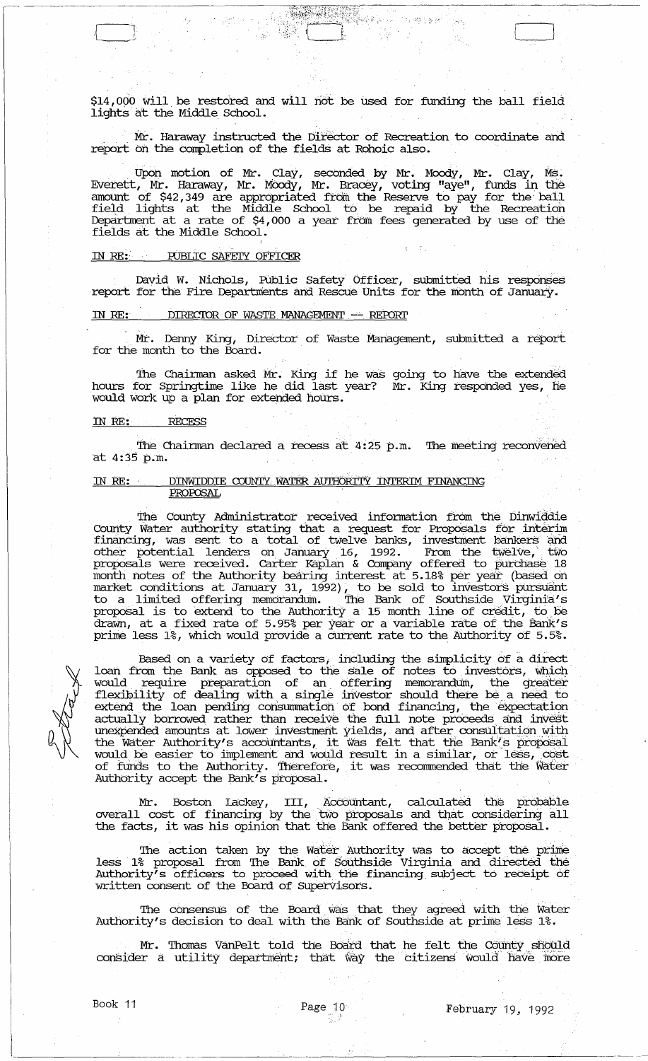$14,000 will be restored and will not be used for funding the ball field lights at the Middle School.

Mr. Haraway instructed the Director of Recreation to coordinate and report on the completion of the fields at Rohoic also.

Upon motion of Mr. Clay, seconded by Mr. Moody, Mr. Clay, Ms. Everett, Mr. Haraway, Mr. Moody, Mr. Bracey, voting "aye", funds in the amount of $42,349 are appropriated from the Reserve to pay for the ball field lights at the Middle School to be repaid by the Recreation Department at a rate of $4,000 a year from fees generated by use of the fields at the Middle School.

IN RE: PUBLIC SAFETY OFFICER

David W. Nichols, Public Safety Officer, submitted his responses report for the Fire Departments and Rescue Units for the month of January.

IN RE: DIRECTOR OF WASTE MANAGEMENT -- REPORT

Mr. Denny King, Director of Waste Management, submitted a report for the month to the Board.

The Chairman asked Mr. King if he was going to have the extended hours for Springtime like he did last year? Mr. King responded yes, he would work up a plan for extended hours.

IN RE: RECESS

The Chairman declared a recess at 4:25 p.m. The meeting reconvened at 4:35 p.m.

IN RE: DINWIDDIE COUNTY WATER AUTHORITY INTERIM FINANCING PROPOSAL

The County Administrator received information from the Dinwiddie County Water authority stating that a request for Proposals for interim financing, was sent to a total of twelve banks, investment bankers and other potential lenders on January 16, 1992. From the twelve, two proposals were received. Carter Kaplan & Company offered to purchase 18 month notes of the Authority bearing interest at 5.18% per year (based on market conditions at January 31, 1992), to be sold to investors pursuant to a limited offering memorandum. The Bank of Southside Virginia's proposal is to extend to the Authority a 15 month line of credit, to be drawn, at a fixed rate of 5.95% per year or a variable rate of the Bank's prime less 1%, which would provide a current rate to the Authority of 5.5%.

Based on a variety of factors, including the simplicity of a direct loan from the Bank as opposed to the sale of notes to investors, which would require preparation of an offering memorandum, the greater flexibility of dealing with a single investor should there be a need to extend the loan pending consummation of bond financing, the expectation actually borrowed rather than receive the full note proceeds and invest unexpended amounts at lower investment yields, and after consultation with the Water Authority's accountants, it was felt that the Bank's proposal would be easier to implement and would result in a similar, or less, cost of funds to the Authority. Therefore, it was recommended that the Water Authority accept the Bank's proposal.

Mr. Boston Lackey, III, Accountant, calculated the probable overall cost of financing by the two proposals and that considering all the facts, it was his opinion that the Bank offered the better proposal.

The action taken by the Water Authority was to accept the prime less 1% proposal from The Bank of Southside Virginia and directed the Authority's officers to proceed with the financing subject to receipt of written consent of the Board of Supervisors.

The consensus of the Board was that they agreed with the Water Authority's decision to deal with the Bank of Southside at prime less 1%.

Mr. Thomas VanPelt told the Board that he felt the County should consider a utility department; that way the citizens would have more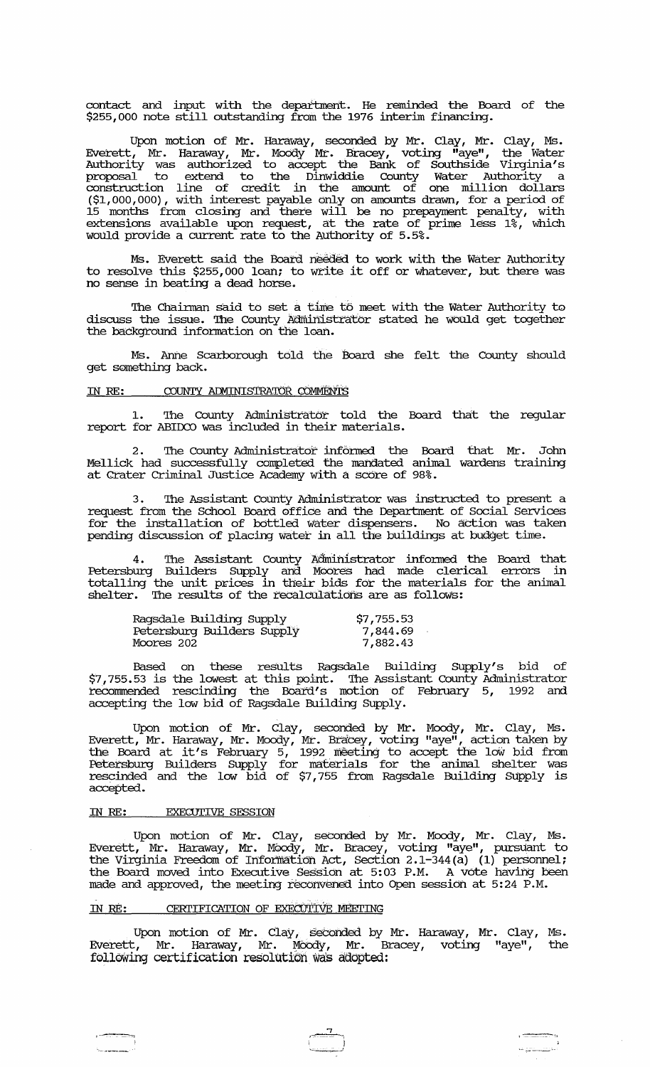contact and input with the department. He reminded the Board of the $255,000 note still outstanding from the 1976 interim financing.

Upon motion of Mr. Haraway, seconded by Mr. Clay, Mr. Clay, Ms. Everett, Mr. Haraway, Mr. Moody Mr. Bracey, voting "aye", the Water Authority was authorized to accept the Bank of Southside Virginia's proposal to extend to the Dinwiddie County Water Authority a construction line of credit in the amount of one million dollars ($1,000,000), with interest payable only on amounts drawn, for a period of 15 months from closing and there will be no prepayment penalty, with extensions available upon request, at the rate of prime less 1%, which would provide a current rate to the Authority of 5.5%.

Ms. Everett said the Board needed to work with the Water Authority to resolve this $255,000 loan; to write it off or whatever, but there was no sense in beating a dead horse.

The Chairman said to set a time to meet with the Water Authority to discuss the issue. The County Administrator stated he would get together the background information on the loan.

Ms. Anne Scarborough told the Board she felt the County should get something back.

IN RE: COUNTY ADMINISTRATOR COMMENTS

1. The County Administrator told the Board that the regular report for ABIDCO was included in their materials.

2. The County Administrator informed the Board that Mr. John Mellick had successfully completed the mandated animal wardens training at Crater Criminal Justice Academy with a score of 98%.

3. The Assistant County Administrator was instructed to present a request from the School Board office and the Department of Social Services for the installation of bottled water dispensers. No action was taken pending discussion of placing water in all the buildings at budget time.

4. The Assistant County Administrator informed the Board that Petersburg Builders Supply and Moores had made clerical errors in totalling the unit prices in their bids for the materials for the animal shelter. The results of the recalculations are as follows:

| | |
|---|---|
| Ragsdale Building Supply | $7,755.53 |
| Petersburg Builders Supply | 7,844.69 |
| Moores 202 | 7,882.43 |

Based on these results Ragsdale Building Supply's bid of $7,755.53 is the lowest at this point. The Assistant County Administrator recommended rescinding the Board's motion of February 5, 1992 and accepting the low bid of Ragsdale Building Supply.

Upon motion of Mr. Clay, seconded by Mr. Moody, Mr. Clay, Ms. Everett, Mr. Haraway, Mr. Moody, Mr. Bracey, voting "aye", action taken by the Board at it's February 5, 1992 meeting to accept the low bid from Petersburg Builders Supply for materials for the animal shelter was rescinded and the low bid of $7,755 from Ragsdale Building Supply is accepted.

IN RE: EXECUTIVE SESSION

Upon motion of Mr. Clay, seconded by Mr. Moody, Mr. Clay, Ms. Everett, Mr. Haraway, Mr. Moody, Mr. Bracey, voting "aye", pursuant to the Virginia Freedom of Information Act, Section 2.1-344(a) (1) personnel; the Board moved into Executive Session at 5:03 P.M. A vote having been made and approved, the meeting reconvened into Open session at 5:24 P.M.

IN RE: CERTIFICATION OF EXECUTIVE MEETING

Upon motion of Mr. Clay, seconded by Mr. Haraway, Mr. Clay, Ms. Everett, Mr. Haraway, Mr. Moody, Mr. Bracey, voting "aye", the following certification resolution was adopted: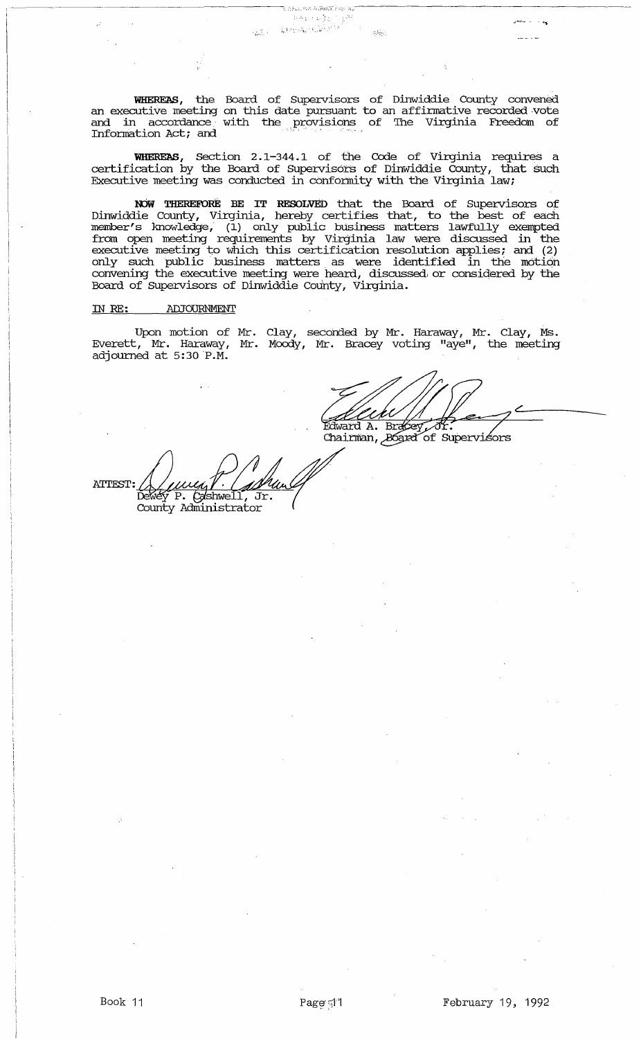**WHEREAS**, the Board of Supervisors of Dinwiddie County convened an executive meeting on this date pursuant to an affirmative recorded vote and in accordance with the provisions of The Virginia Freedom of Information Act; and

**WHEREAS**, Section 2.1-344.1 of the Code of Virginia requires a certification by the Board of Supervisors of Dinwiddie County, that such Executive meeting was conducted in conformity with the Virginia law;

**NOW THEREFORE BE IT RESOLVED** that the Board of Supervisors of Dinwiddie County, Virginia, hereby certifies that, to the best of each member's knowledge, (1) only public business matters lawfully exempted from open meeting requirements by Virginia law were discussed in the executive meeting to which this certification resolution applies; and (2) only such public business matters as were identified in the motion convening the executive meeting were heard, discussed or considered by the Board of Supervisors of Dinwiddie County, Virginia.

IN RE: ADJOURNMENT

Upon motion of Mr. Clay, seconded by Mr. Haraway, Mr. Clay, Ms. Everett, Mr. Haraway, Mr. Moody, Mr. Bracey voting "aye", the meeting adjourned at 5:30 P.M.

Edward A. Bracey, Jr.
Chairman, Board of Supervisors

ATTEST:
Dewey P. Cashwell, Jr.
County Administrator

Book 11 — February 19, 1992